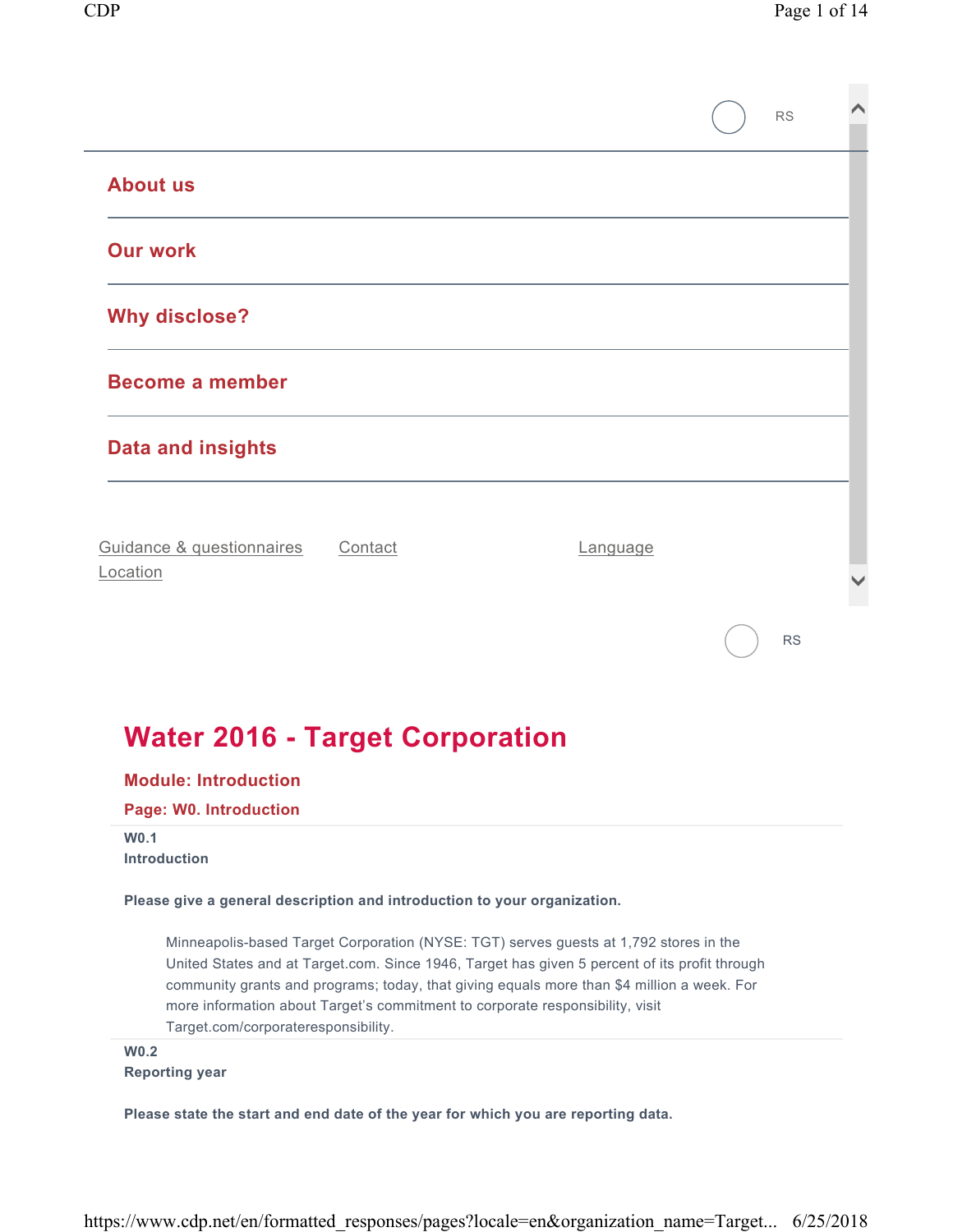RS

**About us**

**Our work**

**Why disclose?**

**Become a member**

**Data and insights**

Guidance & questionnaires    Contact    Language
Location

RS

# Water 2016 - Target Corporation

## Module: Introduction

### Page: W0. Introduction

**W0.1**
**Introduction**

**Please give a general description and introduction to your organization.**

Minneapolis-based Target Corporation (NYSE: TGT) serves guests at 1,792 stores in the United States and at Target.com. Since 1946, Target has given 5 percent of its profit through community grants and programs; today, that giving equals more than $4 million a week. For more information about Target's commitment to corporate responsibility, visit Target.com/corporateresponsibility.

**W0.2**
**Reporting year**

**Please state the start and end date of the year for which you are reporting data.**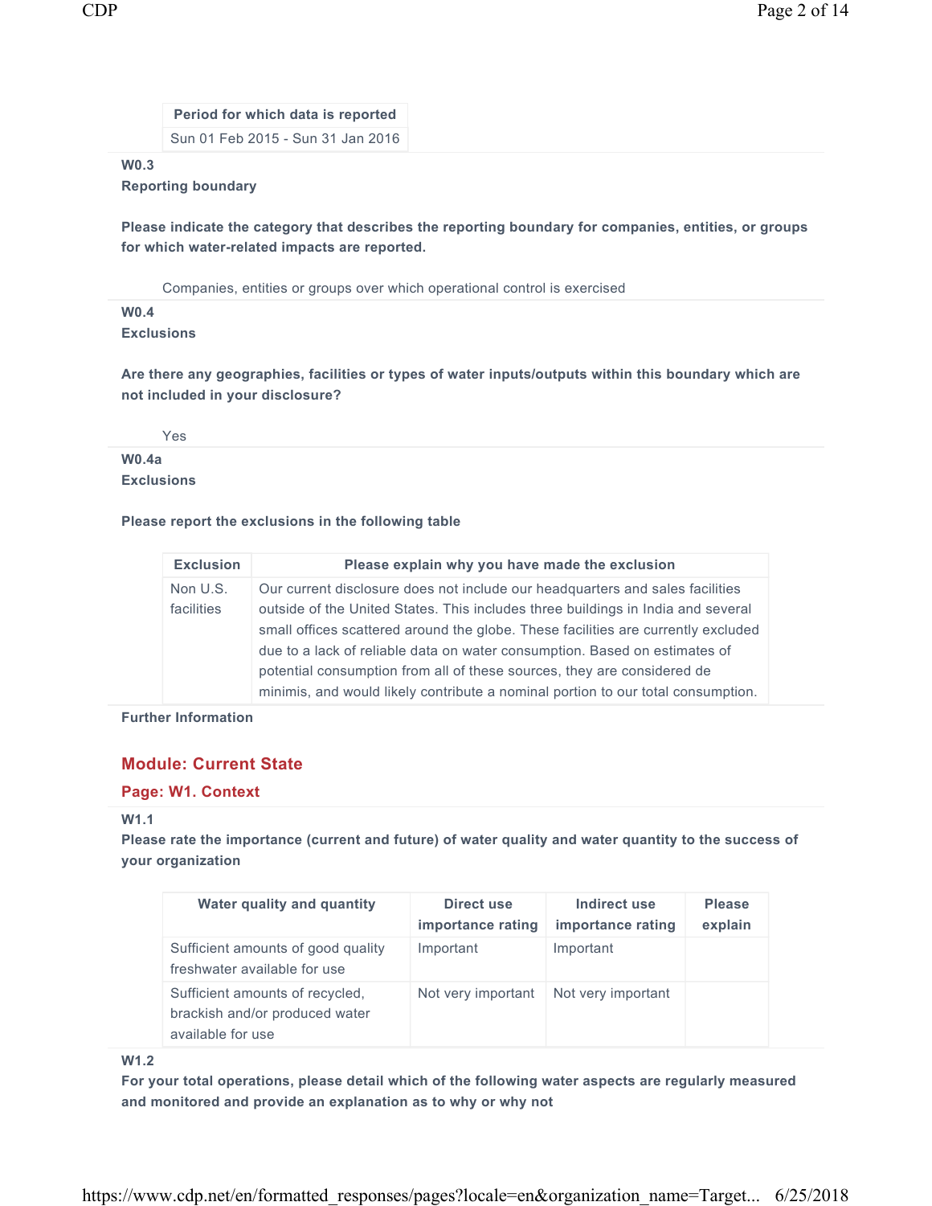| Period for which data is reported |
| --- |
| Sun 01 Feb 2015 - Sun 31 Jan 2016 |

**W0.3**
**Reporting boundary**

**Please indicate the category that describes the reporting boundary for companies, entities, or groups for which water-related impacts are reported.**

Companies, entities or groups over which operational control is exercised

**W0.4**
**Exclusions**

**Are there any geographies, facilities or types of water inputs/outputs within this boundary which are not included in your disclosure?**

Yes

**W0.4a**
**Exclusions**

**Please report the exclusions in the following table**

| Exclusion | Please explain why you have made the exclusion |
| --- | --- |
| Non U.S. facilities | Our current disclosure does not include our headquarters and sales facilities outside of the United States. This includes three buildings in India and several small offices scattered around the globe. These facilities are currently excluded due to a lack of reliable data on water consumption. Based on estimates of potential consumption from all of these sources, they are considered de minimis, and would likely contribute a nominal portion to our total consumption. |

**Further Information**

## Module: Current State

### Page: W1. Context

**W1.1**
**Please rate the importance (current and future) of water quality and water quantity to the success of your organization**

| Water quality and quantity | Direct use importance rating | Indirect use importance rating | Please explain |
| --- | --- | --- | --- |
| Sufficient amounts of good quality freshwater available for use | Important | Important | |
| Sufficient amounts of recycled, brackish and/or produced water available for use | Not very important | Not very important | |

**W1.2**
**For your total operations, please detail which of the following water aspects are regularly measured and monitored and provide an explanation as to why or why not**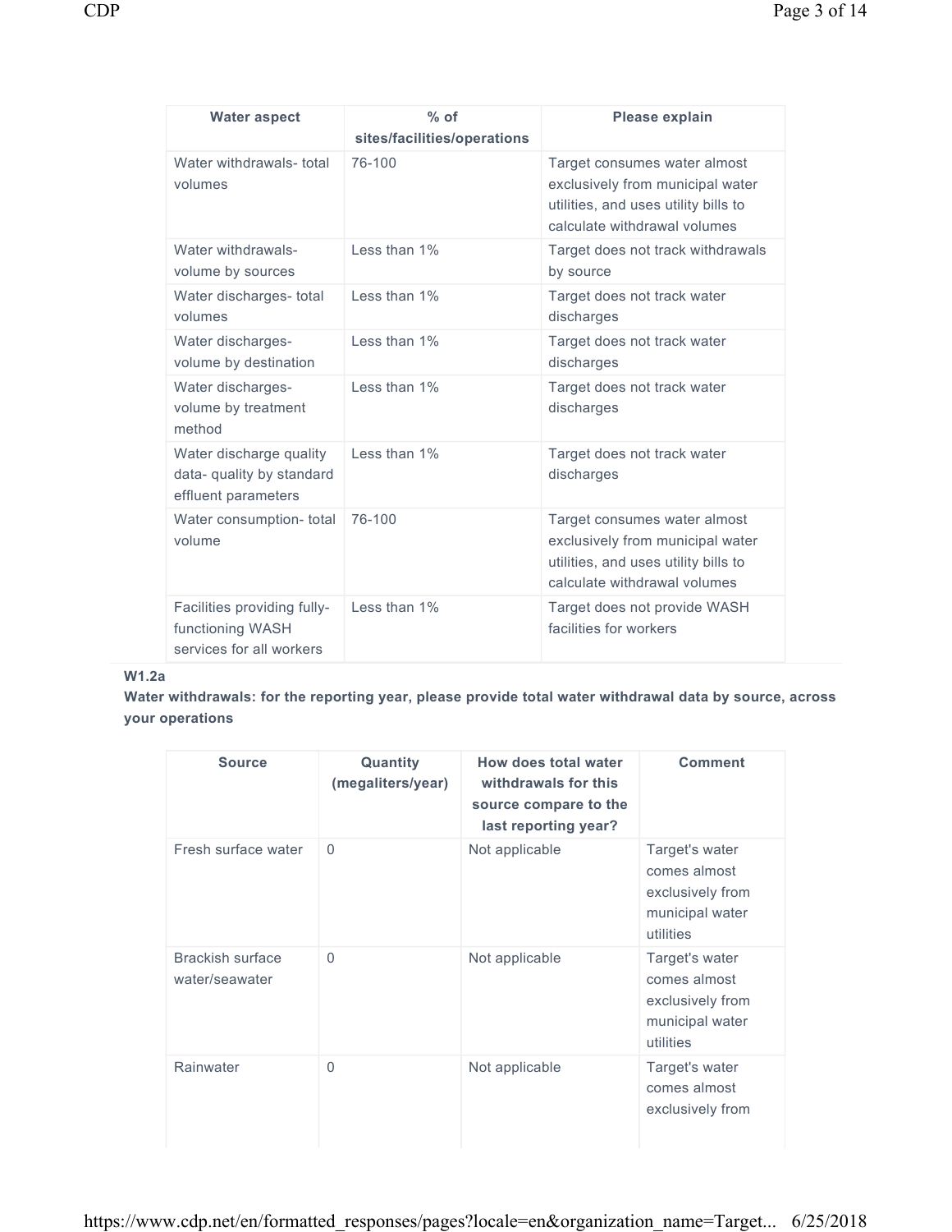| Water aspect | % of sites/facilities/operations | Please explain |
|---|---|---|
| Water withdrawals- total volumes | 76-100 | Target consumes water almost exclusively from municipal water utilities, and uses utility bills to calculate withdrawal volumes |
| Water withdrawals- volume by sources | Less than 1% | Target does not track withdrawals by source |
| Water discharges- total volumes | Less than 1% | Target does not track water discharges |
| Water discharges- volume by destination | Less than 1% | Target does not track water discharges |
| Water discharges- volume by treatment method | Less than 1% | Target does not track water discharges |
| Water discharge quality data- quality by standard effluent parameters | Less than 1% | Target does not track water discharges |
| Water consumption- total volume | 76-100 | Target consumes water almost exclusively from municipal water utilities, and uses utility bills to calculate withdrawal volumes |
| Facilities providing fully-functioning WASH services for all workers | Less than 1% | Target does not provide WASH facilities for workers |

**W1.2a**

**Water withdrawals: for the reporting year, please provide total water withdrawal data by source, across your operations**

| Source | Quantity (megaliters/year) | How does total water withdrawals for this source compare to the last reporting year? | Comment |
|---|---|---|---|
| Fresh surface water | 0 | Not applicable | Target's water comes almost exclusively from municipal water utilities |
| Brackish surface water/seawater | 0 | Not applicable | Target's water comes almost exclusively from municipal water utilities |
| Rainwater | 0 | Not applicable | Target's water comes almost exclusively from |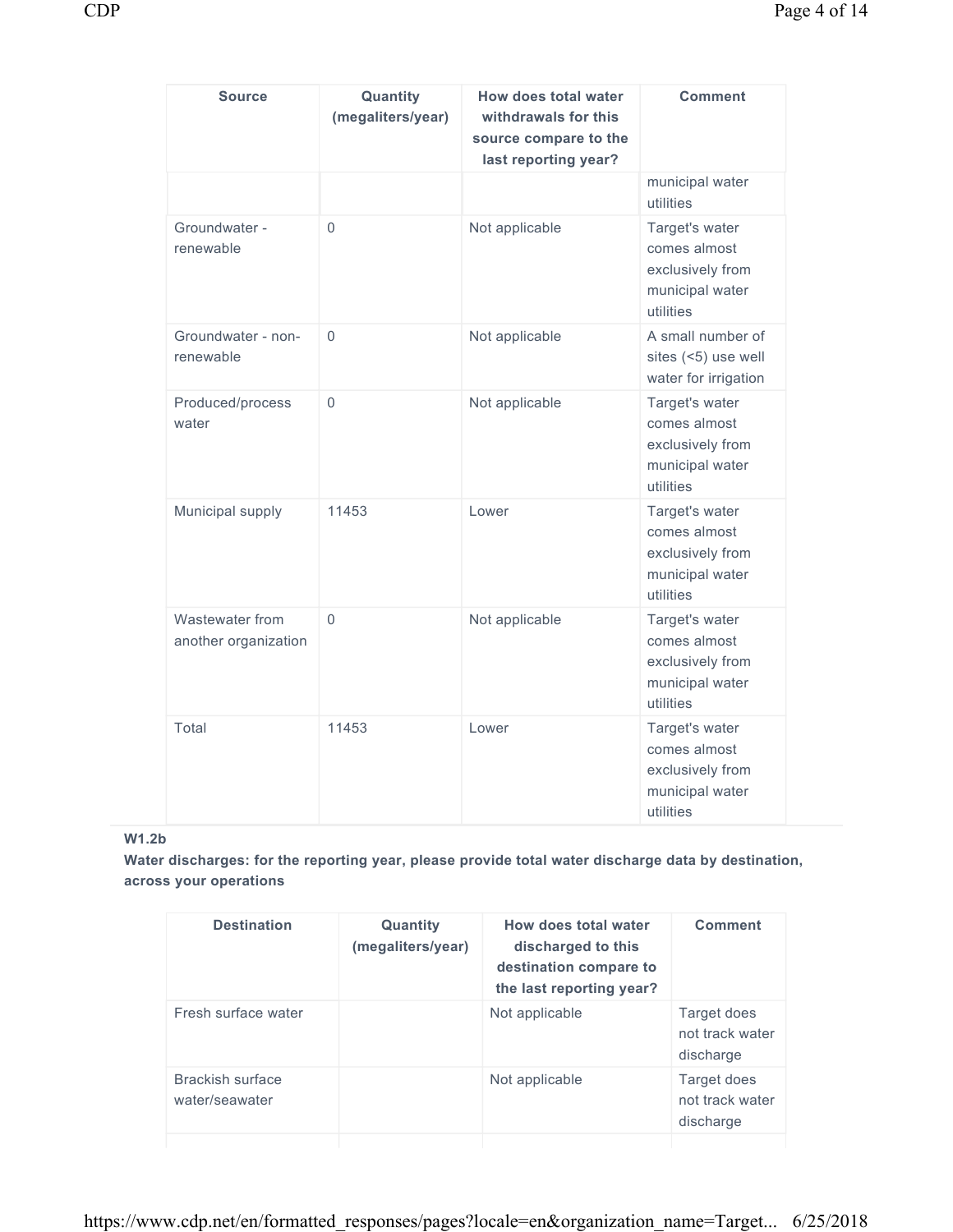| Source | Quantity (megaliters/year) | How does total water withdrawals for this source compare to the last reporting year? | Comment |
|---|---|---|---|
| | | | municipal water utilities |
| Groundwater - renewable | 0 | Not applicable | Target's water comes almost exclusively from municipal water utilities |
| Groundwater - non-renewable | 0 | Not applicable | A small number of sites (<5) use well water for irrigation |
| Produced/process water | 0 | Not applicable | Target's water comes almost exclusively from municipal water utilities |
| Municipal supply | 11453 | Lower | Target's water comes almost exclusively from municipal water utilities |
| Wastewater from another organization | 0 | Not applicable | Target's water comes almost exclusively from municipal water utilities |
| Total | 11453 | Lower | Target's water comes almost exclusively from municipal water utilities |

**W1.2b**

**Water discharges: for the reporting year, please provide total water discharge data by destination, across your operations**

| Destination | Quantity (megaliters/year) | How does total water discharged to this destination compare to the last reporting year? | Comment |
|---|---|---|---|
| Fresh surface water | | Not applicable | Target does not track water discharge |
| Brackish surface water/seawater | | Not applicable | Target does not track water discharge |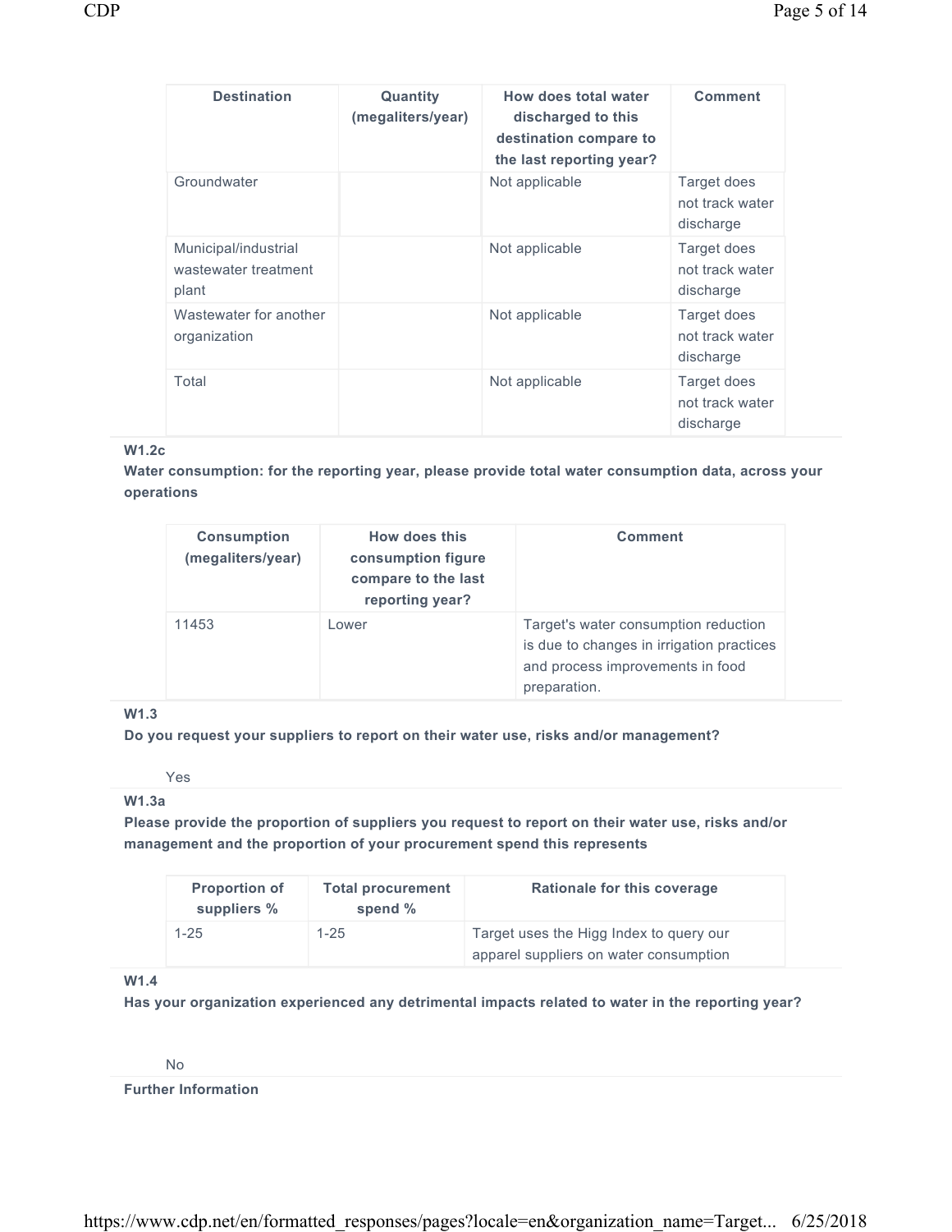| Destination | Quantity (megaliters/year) | How does total water discharged to this destination compare to the last reporting year? | Comment |
|---|---|---|---|
| Groundwater | | Not applicable | Target does not track water discharge |
| Municipal/industrial wastewater treatment plant | | Not applicable | Target does not track water discharge |
| Wastewater for another organization | | Not applicable | Target does not track water discharge |
| Total | | Not applicable | Target does not track water discharge |

**W1.2c**

**Water consumption: for the reporting year, please provide total water consumption data, across your operations**

| Consumption (megaliters/year) | How does this consumption figure compare to the last reporting year? | Comment |
|---|---|---|
| 11453 | Lower | Target's water consumption reduction is due to changes in irrigation practices and process improvements in food preparation. |

**W1.3**

**Do you request your suppliers to report on their water use, risks and/or management?**

Yes

**W1.3a**

**Please provide the proportion of suppliers you request to report on their water use, risks and/or management and the proportion of your procurement spend this represents**

| Proportion of suppliers % | Total procurement spend % | Rationale for this coverage |
|---|---|---|
| 1-25 | 1-25 | Target uses the Higg Index to query our apparel suppliers on water consumption |

**W1.4**

**Has your organization experienced any detrimental impacts related to water in the reporting year?**

No

**Further Information**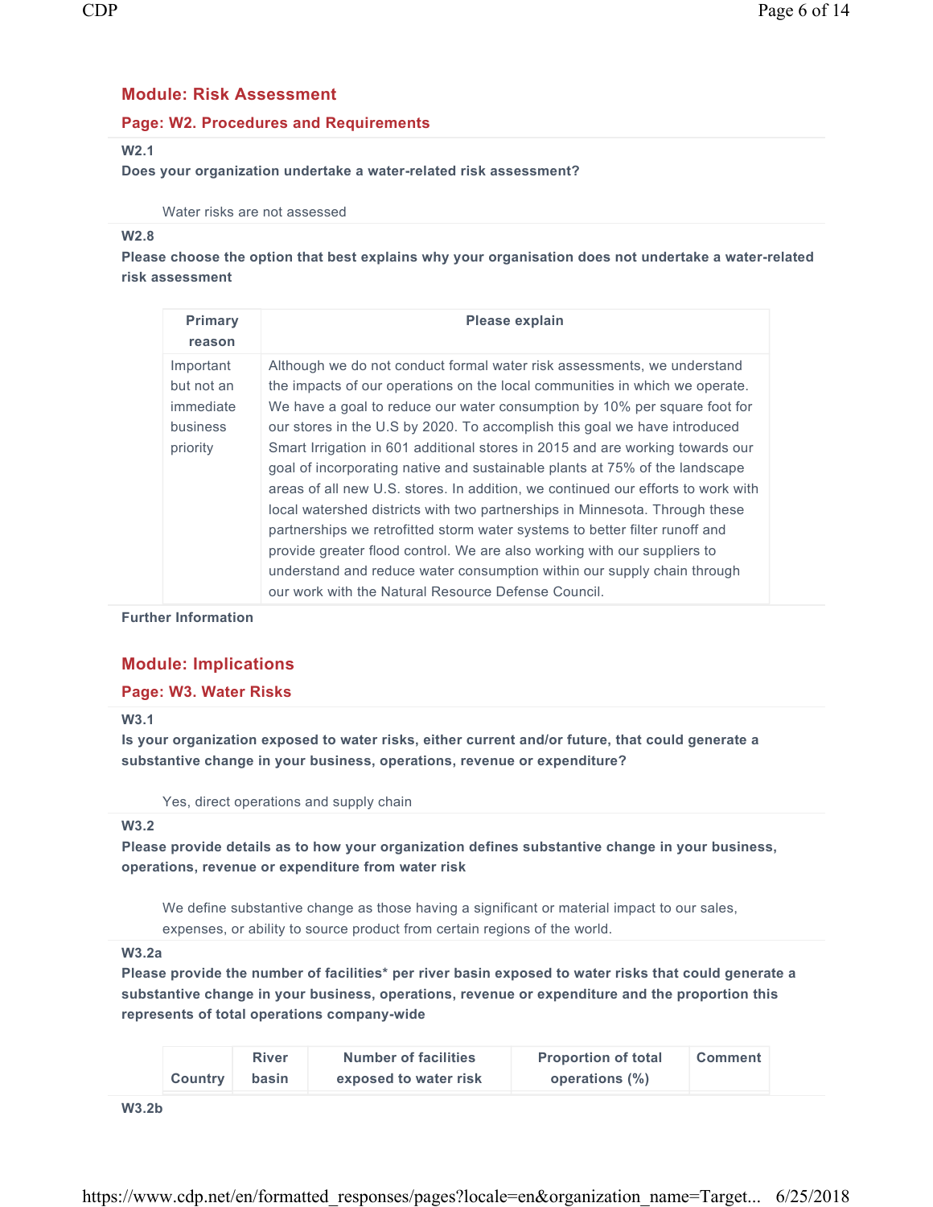## Module: Risk Assessment

### Page: W2. Procedures and Requirements

**W2.1**

**Does your organization undertake a water-related risk assessment?**

Water risks are not assessed

**W2.8**

**Please choose the option that best explains why your organisation does not undertake a water-related risk assessment**

| Primary reason | Please explain |
|---|---|
| Important but not an immediate business priority | Although we do not conduct formal water risk assessments, we understand the impacts of our operations on the local communities in which we operate. We have a goal to reduce our water consumption by 10% per square foot for our stores in the U.S by 2020. To accomplish this goal we have introduced Smart Irrigation in 601 additional stores in 2015 and are working towards our goal of incorporating native and sustainable plants at 75% of the landscape areas of all new U.S. stores. In addition, we continued our efforts to work with local watershed districts with two partnerships in Minnesota. Through these partnerships we retrofitted storm water systems to better filter runoff and provide greater flood control. We are also working with our suppliers to understand and reduce water consumption within our supply chain through our work with the Natural Resource Defense Council. |

**Further Information**

## Module: Implications

### Page: W3. Water Risks

**W3.1**

**Is your organization exposed to water risks, either current and/or future, that could generate a substantive change in your business, operations, revenue or expenditure?**

Yes, direct operations and supply chain

**W3.2**

**Please provide details as to how your organization defines substantive change in your business, operations, revenue or expenditure from water risk**

We define substantive change as those having a significant or material impact to our sales, expenses, or ability to source product from certain regions of the world.

**W3.2a**

**Please provide the number of facilities* per river basin exposed to water risks that could generate a substantive change in your business, operations, revenue or expenditure and the proportion this represents of total operations company-wide**

| Country | River basin | Number of facilities exposed to water risk | Proportion of total operations (%) | Comment |
|---|---|---|---|---|

**W3.2b**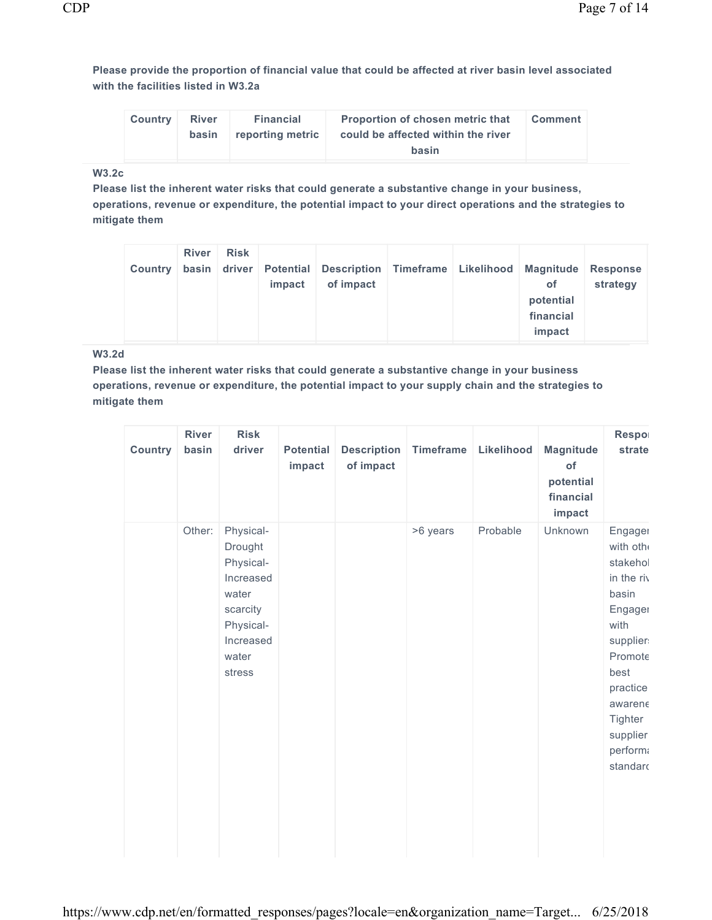**Please provide the proportion of financial value that could be affected at river basin level associated with the facilities listed in W3.2a**

| Country | River basin | Financial reporting metric | Proportion of chosen metric that could be affected within the river basin | Comment |
|---|---|---|---|---|

**W3.2c**

**Please list the inherent water risks that could generate a substantive change in your business, operations, revenue or expenditure, the potential impact to your direct operations and the strategies to mitigate them**

| Country | River basin | Risk driver | Potential impact | Description of impact | Timeframe | Likelihood | Magnitude of potential financial impact | Response strategy |
|---|---|---|---|---|---|---|---|---|

**W3.2d**

**Please list the inherent water risks that could generate a substantive change in your business operations, revenue or expenditure, the potential impact to your supply chain and the strategies to mitigate them**

| Country | River basin | Risk driver | Potential impact | Description of impact | Timeframe | Likelihood | Magnitude of potential financial impact | Respo strate |
|---|---|---|---|---|---|---|---|---|
| | Other: | Physical-Drought Physical-Increased water scarcity Physical-Increased water stress | | | >6 years | Probable | Unknown | Engage with oth stakehol in the riv basin Engage with supplier Promote best practice awarene Tighter supplier perform standard |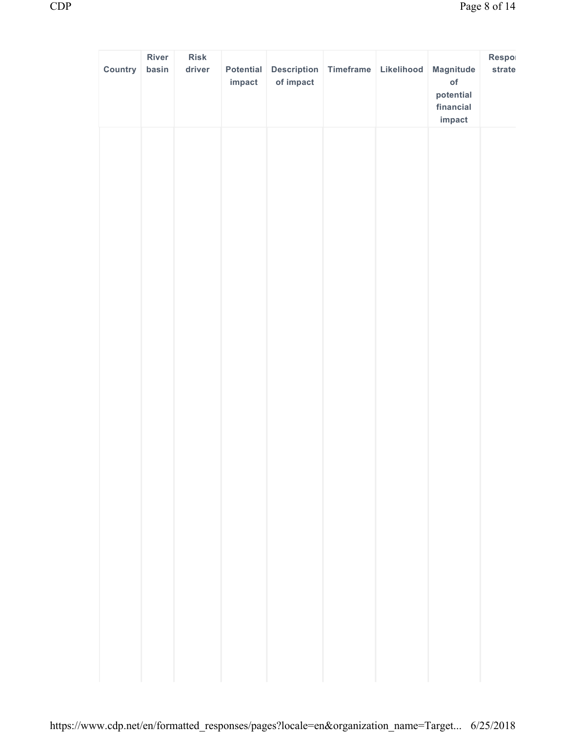| Country | River basin | Risk driver | Potential impact | Description of impact | Timeframe | Likelihood | Magnitude of potential financial impact | Respo strate |
|---|---|---|---|---|---|---|---|---|
| | | | | | | | | |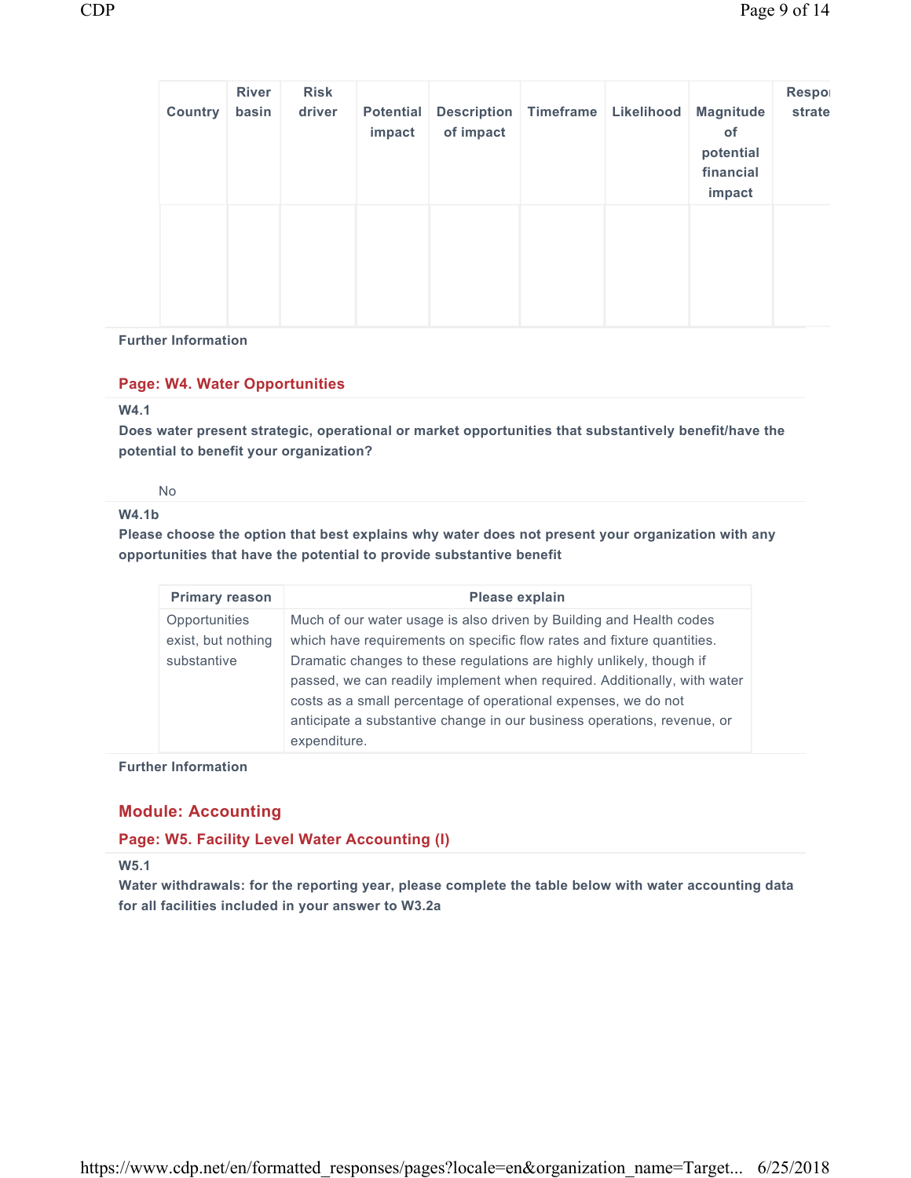| Country | River basin | Risk driver | Potential impact | Description of impact | Timeframe | Likelihood | Magnitude of potential financial impact | Respo strate |
|---|---|---|---|---|---|---|---|---|
| | | | | | | | | |

**Further Information**

## Page: W4. Water Opportunities

**W4.1**

**Does water present strategic, operational or market opportunities that substantively benefit/have the potential to benefit your organization?**

No

**W4.1b**

**Please choose the option that best explains why water does not present your organization with any opportunities that have the potential to provide substantive benefit**

| Primary reason | Please explain |
|---|---|
| Opportunities exist, but nothing substantive | Much of our water usage is also driven by Building and Health codes which have requirements on specific flow rates and fixture quantities. Dramatic changes to these regulations are highly unlikely, though if passed, we can readily implement when required. Additionally, with water costs as a small percentage of operational expenses, we do not anticipate a substantive change in our business operations, revenue, or expenditure. |

**Further Information**

# Module: Accounting

## Page: W5. Facility Level Water Accounting (I)

**W5.1**

**Water withdrawals: for the reporting year, please complete the table below with water accounting data for all facilities included in your answer to W3.2a**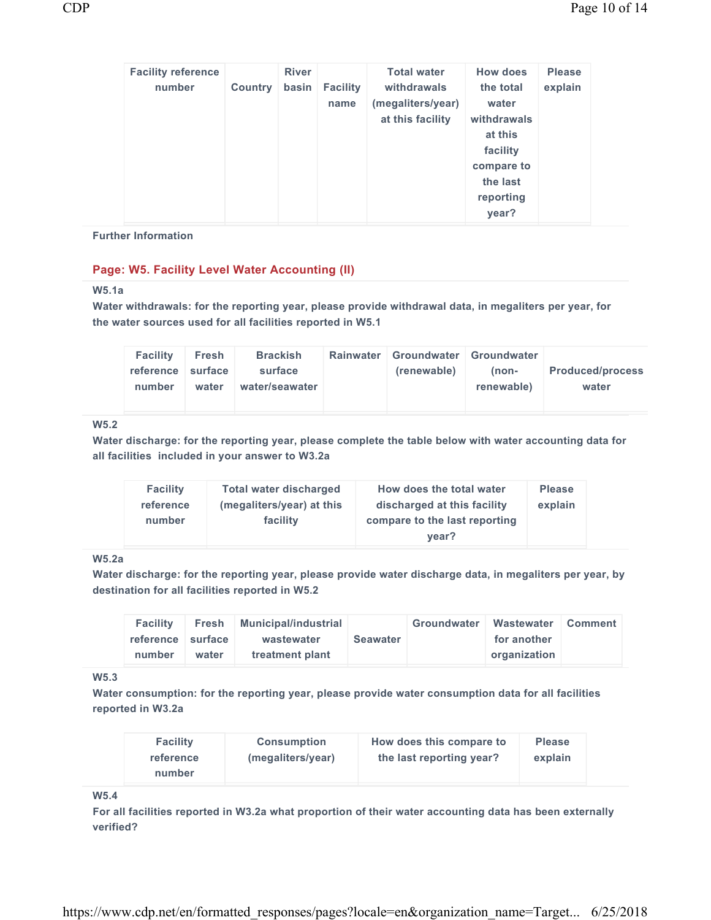| Facility reference number | Country | River basin | Facility name | Total water withdrawals (megaliters/year) at this facility | How does the total water withdrawals at this facility compare to the last reporting year? | Please explain |
|---|---|---|---|---|---|---|

Further Information

## Page: W5. Facility Level Water Accounting (II)

**W5.1a**

**Water withdrawals: for the reporting year, please provide withdrawal data, in megaliters per year, for the water sources used for all facilities reported in W5.1**

| Facility reference number | Fresh surface water | Brackish surface water/seawater | Rainwater | Groundwater (renewable) | Groundwater (non-renewable) | Produced/process water |
|---|---|---|---|---|---|---|

**W5.2**

**Water discharge: for the reporting year, please complete the table below with water accounting data for all facilities included in your answer to W3.2a**

| Facility reference number | Total water discharged (megaliters/year) at this facility | How does the total water discharged at this facility compare to the last reporting year? | Please explain |
|---|---|---|---|

**W5.2a**

**Water discharge: for the reporting year, please provide water discharge data, in megaliters per year, by destination for all facilities reported in W5.2**

| Facility reference number | Fresh surface water | Municipal/industrial wastewater treatment plant | Seawater | Groundwater | Wastewater for another organization | Comment |
|---|---|---|---|---|---|---|

**W5.3**

**Water consumption: for the reporting year, please provide water consumption data for all facilities reported in W3.2a**

| Facility reference number | Consumption (megaliters/year) | How does this compare to the last reporting year? | Please explain |
|---|---|---|---|

**W5.4**

**For all facilities reported in W3.2a what proportion of their water accounting data has been externally verified?**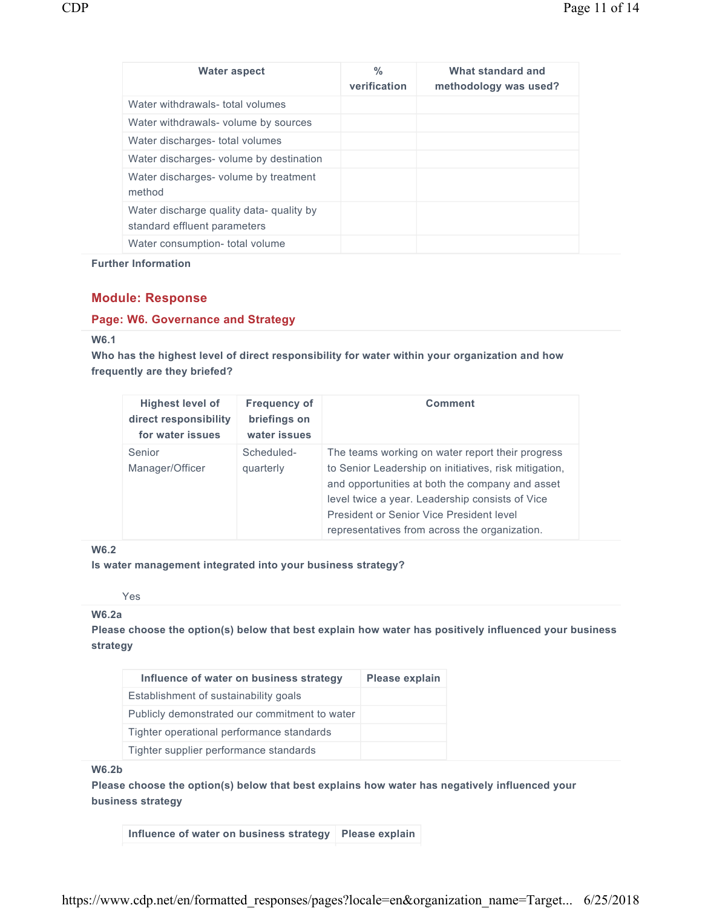| Water aspect | % verification | What standard and methodology was used? |
|---|---|---|
| Water withdrawals- total volumes | | |
| Water withdrawals- volume by sources | | |
| Water discharges- total volumes | | |
| Water discharges- volume by destination | | |
| Water discharges- volume by treatment method | | |
| Water discharge quality data- quality by standard effluent parameters | | |
| Water consumption- total volume | | |

**Further Information**

## Module: Response

### Page: W6. Governance and Strategy

**W6.1**

**Who has the highest level of direct responsibility for water within your organization and how frequently are they briefed?**

| Highest level of direct responsibility for water issues | Frequency of briefings on water issues | Comment |
|---|---|---|
| Senior Manager/Officer | Scheduled-quarterly | The teams working on water report their progress to Senior Leadership on initiatives, risk mitigation, and opportunities at both the company and asset level twice a year. Leadership consists of Vice President or Senior Vice President level representatives from across the organization. |

**W6.2**

**Is water management integrated into your business strategy?**

Yes

**W6.2a**

**Please choose the option(s) below that best explain how water has positively influenced your business strategy**

| Influence of water on business strategy | Please explain |
|---|---|
| Establishment of sustainability goals | |
| Publicly demonstrated our commitment to water | |
| Tighter operational performance standards | |
| Tighter supplier performance standards | |

**W6.2b**

**Please choose the option(s) below that best explains how water has negatively influenced your business strategy**

| Influence of water on business strategy | Please explain |
|---|---|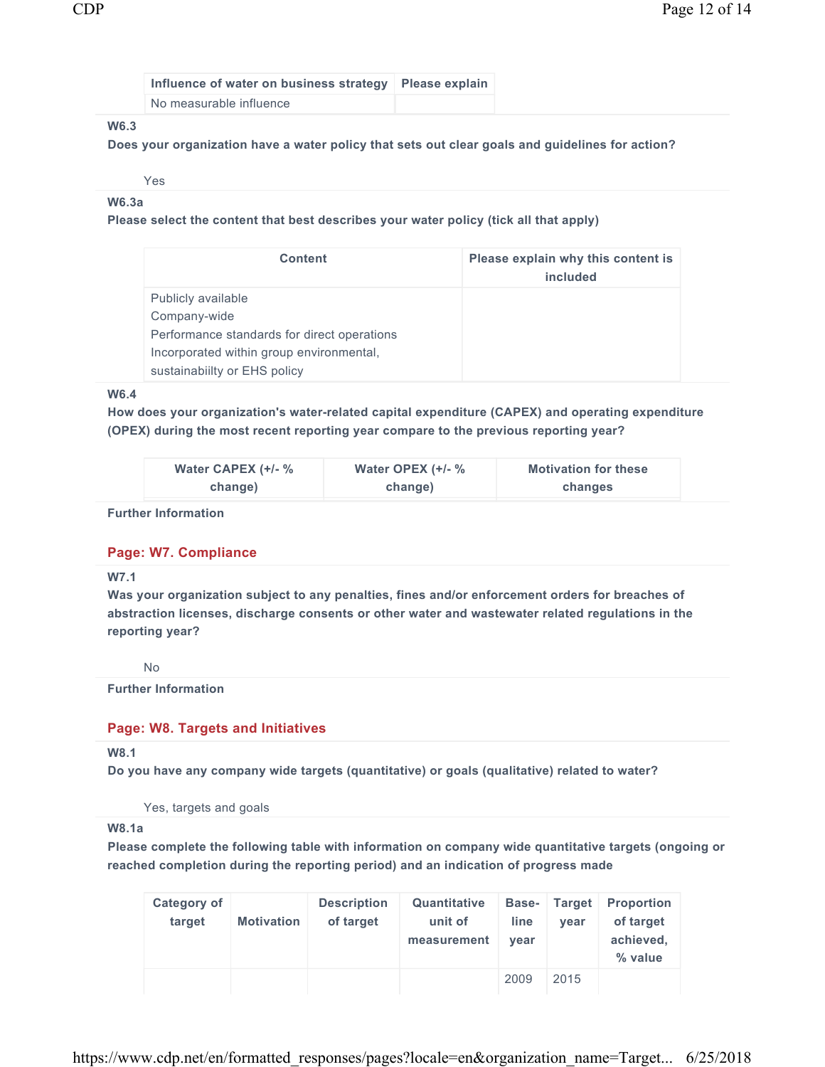| Influence of water on business strategy | Please explain |
| --- | --- |
| No measurable influence | |

**W6.3**

**Does your organization have a water policy that sets out clear goals and guidelines for action?**

Yes

**W6.3a**

**Please select the content that best describes your water policy (tick all that apply)**

| Content | Please explain why this content is included |
| --- | --- |
| Publicly available<br>Company-wide<br>Performance standards for direct operations<br>Incorporated within group environmental, sustainabiilty or EHS policy | |

**W6.4**

**How does your organization's water-related capital expenditure (CAPEX) and operating expenditure (OPEX) during the most recent reporting year compare to the previous reporting year?**

| Water CAPEX (+/- % change) | Water OPEX (+/- % change) | Motivation for these changes |
| --- | --- | --- |

**Further Information**

## Page: W7. Compliance

**W7.1**

**Was your organization subject to any penalties, fines and/or enforcement orders for breaches of abstraction licenses, discharge consents or other water and wastewater related regulations in the reporting year?**

No

**Further Information**

## Page: W8. Targets and Initiatives

**W8.1**

**Do you have any company wide targets (quantitative) or goals (qualitative) related to water?**

Yes, targets and goals

**W8.1a**

**Please complete the following table with information on company wide quantitative targets (ongoing or reached completion during the reporting period) and an indication of progress made**

| Category of target | Motivation | Description of target | Quantitative unit of measurement | Base-line year | Target year | Proportion of target achieved, % value |
| --- | --- | --- | --- | --- | --- | --- |
| | | | | 2009 | 2015 | |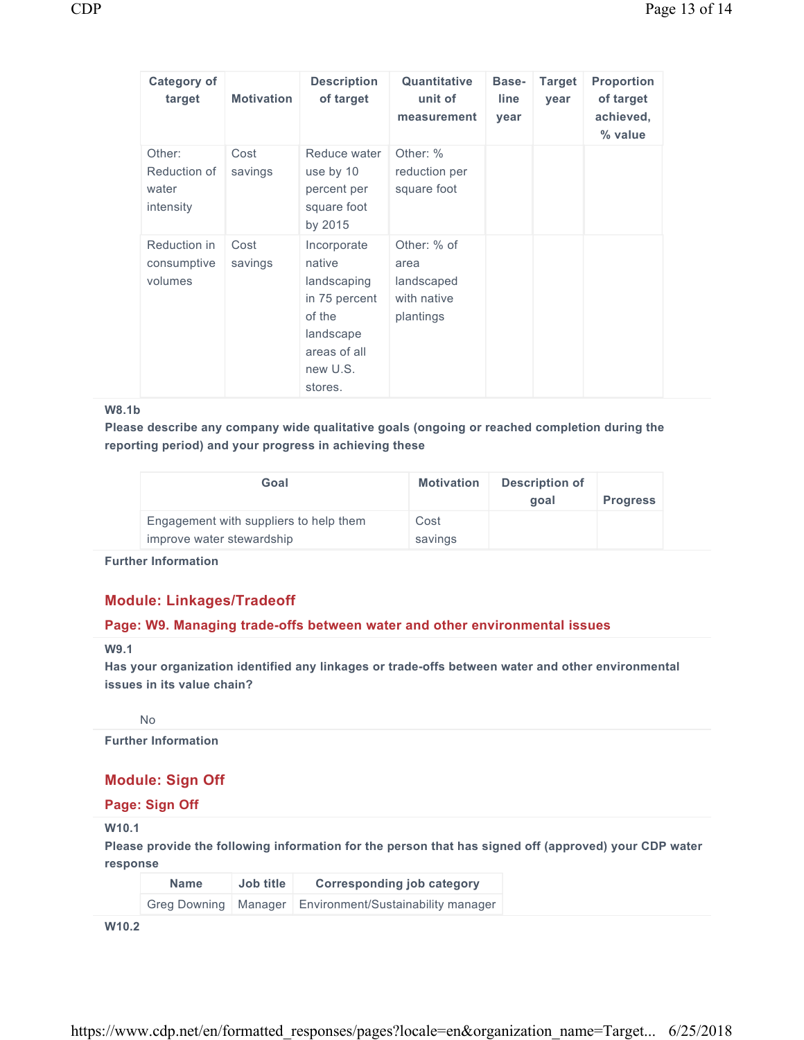| Category of target | Motivation | Description of target | Quantitative unit of measurement | Base-line year | Target year | Proportion of target achieved, % value |
|---|---|---|---|---|---|---|
| Other: Reduction of water intensity | Cost savings | Reduce water use by 10 percent per square foot by 2015 | Other: % reduction per square foot | | | |
| Reduction in consumptive volumes | Cost savings | Incorporate native landscaping in 75 percent of the landscape areas of all new U.S. stores. | Other: % of area landscaped with native plantings | | | |

**W8.1b**

**Please describe any company wide qualitative goals (ongoing or reached completion during the reporting period) and your progress in achieving these**

| Goal | Motivation | Description of goal | Progress |
|---|---|---|---|
| Engagement with suppliers to help them improve water stewardship | Cost savings | | |

**Further Information**

## Module: Linkages/Tradeoff

### Page: W9. Managing trade-offs between water and other environmental issues

**W9.1**

**Has your organization identified any linkages or trade-offs between water and other environmental issues in its value chain?**

No

**Further Information**

## Module: Sign Off

### Page: Sign Off

**W10.1**

**Please provide the following information for the person that has signed off (approved) your CDP water response**

| Name | Job title | Corresponding job category |
|---|---|---|
| Greg Downing | Manager | Environment/Sustainability manager |

**W10.2**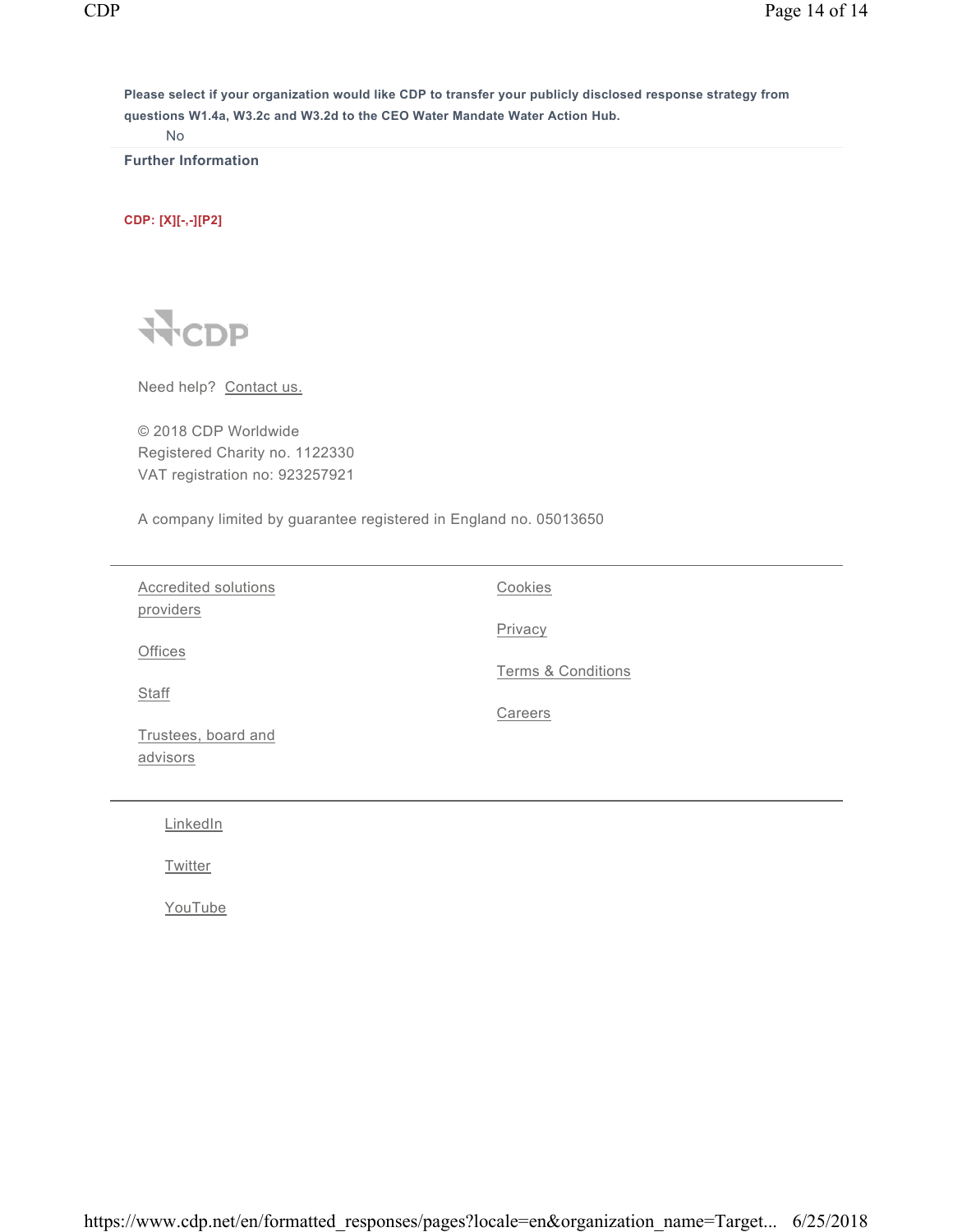**Please select if your organization would like CDP to transfer your publicly disclosed response strategy from questions W1.4a, W3.2c and W3.2d to the CEO Water Mandate Water Action Hub.**

No

**Further Information**

**CDP: [X][-,-][P2]**

Need help? Contact us.

© 2018 CDP Worldwide
Registered Charity no. 1122330
VAT registration no: 923257921

A company limited by guarantee registered in England no. 05013650

Accredited solutions providers

Offices

Staff

Trustees, board and advisors

Cookies

Privacy

Terms & Conditions

Careers

LinkedIn

Twitter

YouTube